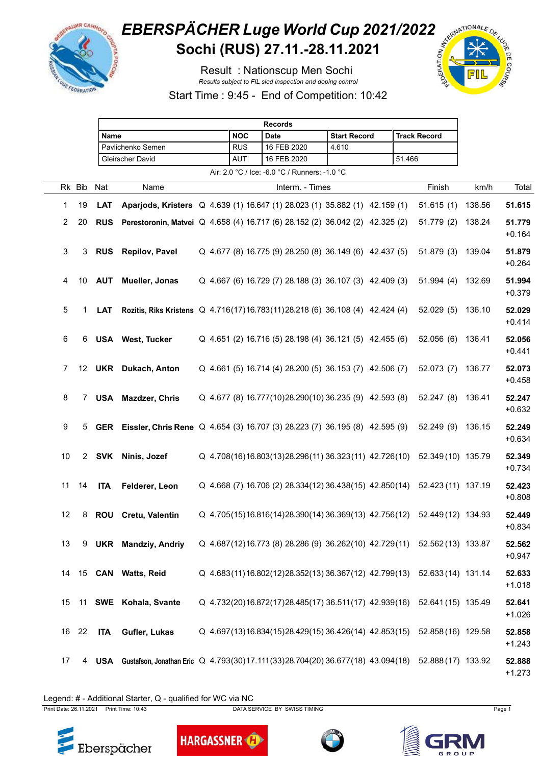# EBERSPÄCHER Luge World Cup 2021/2022

## Sochi (RUS) 27.11.-28.11.2021

Result : Nationscup Men Sochi

*Results subject to FIL sled inspection and doping control*

Start Time : 9:45 - End of Competition: 10:42

| Records | | | | |
|---|---|---|---|---|
| **Name** | **NOC** | **Date** | **Start Record** | **Track Record** |
| Pavlichenko Semen | RUS | 16 FEB 2020 | 4.610 | |
| Gleirscher David | AUT | 16 FEB 2020 | | 51.466 |

Air: 2.0 °C / Ice: -6.0 °C / Runners: -1.0 °C

| Rk | Bib | Nat | Name | | Interm. - Times | | | | | Finish | km/h | Total |
|---|---|---|---|---|---|---|---|---|---|---|---|---|
| 1 | 19 | **LAT** | **Aparjods, Kristers** | Q | 4.639 (1) | 16.647 (1) | 28.023 (1) | 35.882 (1) | 42.159 (1) | 51.615 (1) | 138.56 | **51.615** |
| 2 | 20 | **RUS** | **Perestoronin, Matvei** | Q | 4.658 (4) | 16.717 (6) | 28.152 (2) | 36.042 (2) | 42.325 (2) | 51.779 (2) | 138.24 | **51.779** +0.164 |
| 3 | 3 | **RUS** | **Repilov, Pavel** | Q | 4.677 (8) | 16.775 (9) | 28.250 (8) | 36.149 (6) | 42.437 (5) | 51.879 (3) | 139.04 | **51.879** +0.264 |
| 4 | 10 | **AUT** | **Mueller, Jonas** | Q | 4.667 (6) | 16.729 (7) | 28.188 (3) | 36.107 (3) | 42.409 (3) | 51.994 (4) | 132.69 | **51.994** +0.379 |
| 5 | 1 | **LAT** | **Rozitis, Riks Kristens** | Q | 4.716 (17) | 16.783 (11) | 28.218 (6) | 36.108 (4) | 42.424 (4) | 52.029 (5) | 136.10 | **52.029** +0.414 |
| 6 | 6 | **USA** | **West, Tucker** | Q | 4.651 (2) | 16.716 (5) | 28.198 (4) | 36.121 (5) | 42.455 (6) | 52.056 (6) | 136.41 | **52.056** +0.441 |
| 7 | 12 | **UKR** | **Dukach, Anton** | Q | 4.661 (5) | 16.714 (4) | 28.200 (5) | 36.153 (7) | 42.506 (7) | 52.073 (7) | 136.77 | **52.073** +0.458 |
| 8 | 7 | **USA** | **Mazdzer, Chris** | Q | 4.677 (8) | 16.777 (10) | 28.290 (10) | 36.235 (9) | 42.593 (8) | 52.247 (8) | 136.41 | **52.247** +0.632 |
| 9 | 5 | **GER** | **Eissler, Chris Rene** | Q | 4.654 (3) | 16.707 (3) | 28.223 (7) | 36.195 (8) | 42.595 (9) | 52.249 (9) | 136.15 | **52.249** +0.634 |
| 10 | 2 | **SVK** | **Ninis, Jozef** | Q | 4.708 (16) | 16.803 (13) | 28.296 (11) | 36.323 (11) | 42.726 (10) | 52.349 (10) | 135.79 | **52.349** +0.734 |
| 11 | 14 | **ITA** | **Felderer, Leon** | Q | 4.668 (7) | 16.706 (2) | 28.334 (12) | 36.438 (15) | 42.850 (14) | 52.423 (11) | 137.19 | **52.423** +0.808 |
| 12 | 8 | **ROU** | **Cretu, Valentin** | Q | 4.705 (15) | 16.816 (14) | 28.390 (14) | 36.369 (13) | 42.756 (12) | 52.449 (12) | 134.93 | **52.449** +0.834 |
| 13 | 9 | **UKR** | **Mandziy, Andriy** | Q | 4.687 (12) | 16.773 (8) | 28.286 (9) | 36.262 (10) | 42.729 (11) | 52.562 (13) | 133.87 | **52.562** +0.947 |
| 14 | 15 | **CAN** | **Watts, Reid** | Q | 4.683 (11) | 16.802 (12) | 28.352 (13) | 36.367 (12) | 42.799 (13) | 52.633 (14) | 131.14 | **52.633** +1.018 |
| 15 | 11 | **SWE** | **Kohala, Svante** | Q | 4.732 (20) | 16.872 (17) | 28.485 (17) | 36.511 (17) | 42.939 (16) | 52.641 (15) | 135.49 | **52.641** +1.026 |
| 16 | 22 | **ITA** | **Gufler, Lukas** | Q | 4.697 (13) | 16.834 (15) | 28.429 (15) | 36.426 (14) | 42.853 (15) | 52.858 (16) | 129.58 | **52.858** +1.243 |
| 17 | 4 | **USA** | **Gustafson, Jonathan Eric** | Q | 4.793 (30) | 17.111 (33) | 28.704 (20) | 36.677 (18) | 43.094 (18) | 52.888 (17) | 133.92 | **52.888** +1.273 |

Legend: # - Additional Starter, Q - qualified for WC via NC

Print Date: 26.11.2021 Print Time: 10:43 DATA SERVICE BY SWISS TIMING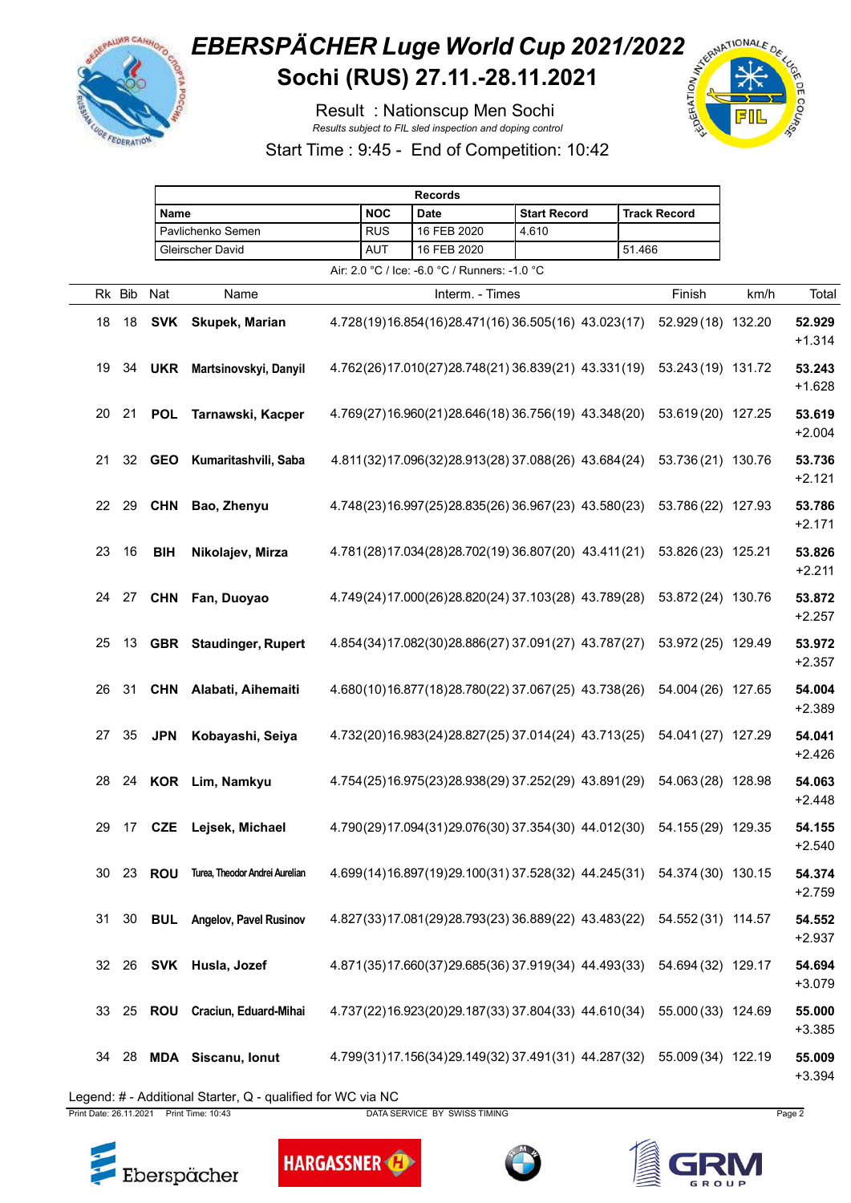# EBERSPÄCHER Luge World Cup 2021/2022

## Sochi (RUS) 27.11.-28.11.2021

Result : Nationscup Men Sochi

*Results subject to FIL sled inspection and doping control*

Start Time : 9:45 - End of Competition: 10:42

| Records | | | | |
|---|---|---|---|---|
| **Name** | **NOC** | **Date** | **Start Record** | **Track Record** |
| Pavlichenko Semen | RUS | 16 FEB 2020 | 4.610 | |
| Gleirscher David | AUT | 16 FEB 2020 | | 51.466 |

Air: 2.0 °C / Ice: -6.0 °C / Runners: -1.0 °C

| Rk | Bib | Nat | Name | Interm. - Times | | | | | Finish | km/h | Total |
|---|---|---|---|---|---|---|---|---|---|---|---|
| 18 | 18 | **SVK** | **Skupek, Marian** | 4.728(19) | 16.854(16) | 28.471(16) | 36.505(16) | 43.023(17) | 52.929 (18) | 132.20 | **52.929** +1.314 |
| 19 | 34 | **UKR** | **Martsinovskyi, Danyil** | 4.762(26) | 17.010(27) | 28.748(21) | 36.839(21) | 43.331(19) | 53.243 (19) | 131.72 | **53.243** +1.628 |
| 20 | 21 | **POL** | **Tarnawski, Kacper** | 4.769(27) | 16.960(21) | 28.646(18) | 36.756(19) | 43.348(20) | 53.619 (20) | 127.25 | **53.619** +2.004 |
| 21 | 32 | **GEO** | **Kumaritashvili, Saba** | 4.811(32) | 17.096(32) | 28.913(28) | 37.088(26) | 43.684(24) | 53.736 (21) | 130.76 | **53.736** +2.121 |
| 22 | 29 | **CHN** | **Bao, Zhenyu** | 4.748(23) | 16.997(25) | 28.835(26) | 36.967(23) | 43.580(23) | 53.786 (22) | 127.93 | **53.786** +2.171 |
| 23 | 16 | **BIH** | **Nikolajev, Mirza** | 4.781(28) | 17.034(28) | 28.702(19) | 36.807(20) | 43.411(21) | 53.826 (23) | 125.21 | **53.826** +2.211 |
| 24 | 27 | **CHN** | **Fan, Duoyao** | 4.749(24) | 17.000(26) | 28.820(24) | 37.103(28) | 43.789(28) | 53.872 (24) | 130.76 | **53.872** +2.257 |
| 25 | 13 | **GBR** | **Staudinger, Rupert** | 4.854(34) | 17.082(30) | 28.886(27) | 37.091(27) | 43.787(27) | 53.972 (25) | 129.49 | **53.972** +2.357 |
| 26 | 31 | **CHN** | **Alabati, Aihemaiti** | 4.680(10) | 16.877(18) | 28.780(22) | 37.067(25) | 43.738(26) | 54.004 (26) | 127.65 | **54.004** +2.389 |
| 27 | 35 | **JPN** | **Kobayashi, Seiya** | 4.732(20) | 16.983(24) | 28.827(25) | 37.014(24) | 43.713(25) | 54.041 (27) | 127.29 | **54.041** +2.426 |
| 28 | 24 | **KOR** | **Lim, Namkyu** | 4.754(25) | 16.975(23) | 28.938(29) | 37.252(29) | 43.891(29) | 54.063 (28) | 128.98 | **54.063** +2.448 |
| 29 | 17 | **CZE** | **Lejsek, Michael** | 4.790(29) | 17.094(31) | 29.076(30) | 37.354(30) | 44.012(30) | 54.155 (29) | 129.35 | **54.155** +2.540 |
| 30 | 23 | **ROU** | **Turea, Theodor Andrei Aurelian** | 4.699(14) | 16.897(19) | 29.100(31) | 37.528(32) | 44.245(31) | 54.374 (30) | 130.15 | **54.374** +2.759 |
| 31 | 30 | **BUL** | **Angelov, Pavel Rusinov** | 4.827(33) | 17.081(29) | 28.793(23) | 36.889(22) | 43.483(22) | 54.552 (31) | 114.57 | **54.552** +2.937 |
| 32 | 26 | **SVK** | **Husla, Jozef** | 4.871(35) | 17.660(37) | 29.685(36) | 37.919(34) | 44.493(33) | 54.694 (32) | 129.17 | **54.694** +3.079 |
| 33 | 25 | **ROU** | **Craciun, Eduard-Mihai** | 4.737(22) | 16.923(20) | 29.187(33) | 37.804(33) | 44.610(34) | 55.000 (33) | 124.69 | **55.000** +3.385 |
| 34 | 28 | **MDA** | **Siscanu, Ionut** | 4.799(31) | 17.156(34) | 29.149(32) | 37.491(31) | 44.287(32) | 55.009 (34) | 122.19 | **55.009** +3.394 |

Legend: # - Additional Starter, Q - qualified for WC via NC

Print Date: 26.11.2021 Print Time: 10:43 DATA SERVICE BY SWISS TIMING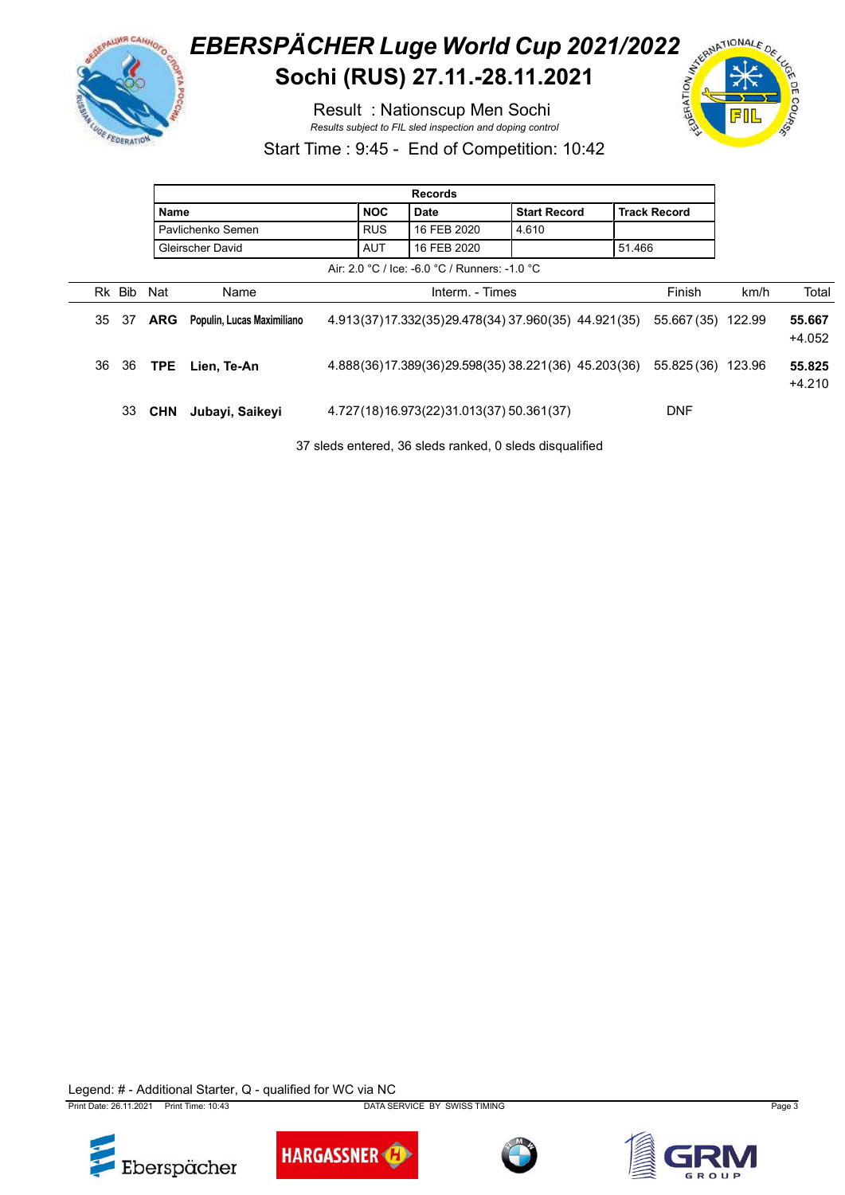# EBERSPÄCHER Luge World Cup 2021/2022

## Sochi (RUS) 27.11.-28.11.2021

Result : Nationscup Men Sochi

*Results subject to FIL sled inspection and doping control*

Start Time : 9:45 - End of Competition: 10:42

| Records | | | | |
|---|---|---|---|---|
| **Name** | **NOC** | **Date** | **Start Record** | **Track Record** |
| Pavlichenko Semen | RUS | 16 FEB 2020 | 4.610 | |
| Gleirscher David | AUT | 16 FEB 2020 | | 51.466 |

Air: 2.0 °C / Ice: -6.0 °C / Runners: -1.0 °C

| Rk | Bib | Nat | Name | Interm. - Times | Finish | km/h | Total |
|---|---|---|---|---|---|---|---|
| 35 | 37 | **ARG** | **Populin, Lucas Maximiliano** | 4.913(37) 17.332(35) 29.478(34) 37.960(35) 44.921(35) | 55.667 (35) | 122.99 | **55.667** +4.052 |
| 36 | 36 | **TPE** | **Lien, Te-An** | 4.888(36) 17.389(36) 29.598(35) 38.221(36) 45.203(36) | 55.825 (36) | 123.96 | **55.825** +4.210 |
| | 33 | **CHN** | **Jubayi, Saikeyi** | 4.727(18) 16.973(22) 31.013(37) 50.361(37) | DNF | | |

37 sleds entered, 36 sleds ranked, 0 sleds disqualified

Legend: # - Additional Starter, Q - qualified for WC via NC

Print Date: 26.11.2021 Print Time: 10:43 DATA SERVICE BY SWISS TIMING